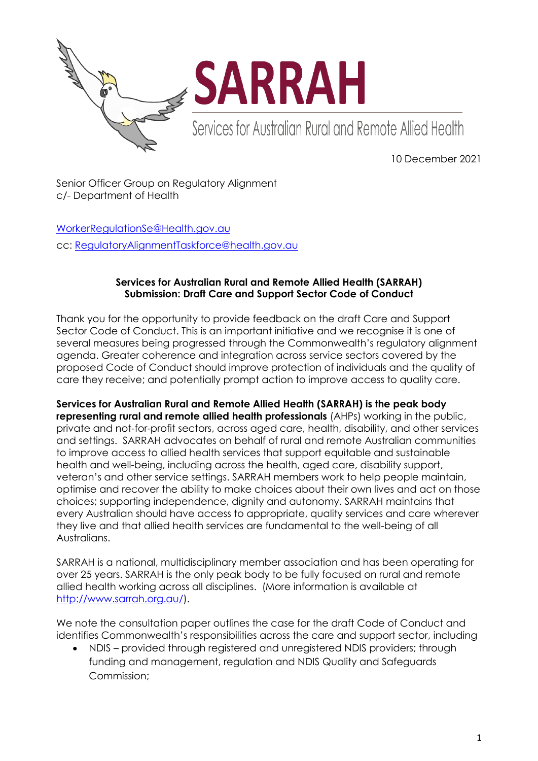SARRAH

Services for Australian Rural and Remote Allied Health

10 December 2021

Senior Officer Group on Regulatory Alignment
c/- Department of Health

WorkerRegulationSe@Health.gov.au
cc: RegulatoryAlignmentTaskforce@health.gov.au

**Services for Australian Rural and Remote Allied Health (SARRAH)**
**Submission: Draft Care and Support Sector Code of Conduct**

Thank you for the opportunity to provide feedback on the draft Care and Support Sector Code of Conduct. This is an important initiative and we recognise it is one of several measures being progressed through the Commonwealth's regulatory alignment agenda. Greater coherence and integration across service sectors covered by the proposed Code of Conduct should improve protection of individuals and the quality of care they receive; and potentially prompt action to improve access to quality care.

**Services for Australian Rural and Remote Allied Health (SARRAH) is the peak body representing rural and remote allied health professionals** (AHPs) working in the public, private and not-for-profit sectors, across aged care, health, disability, and other services and settings. SARRAH advocates on behalf of rural and remote Australian communities to improve access to allied health services that support equitable and sustainable health and well-being, including across the health, aged care, disability support, veteran's and other service settings. SARRAH members work to help people maintain, optimise and recover the ability to make choices about their own lives and act on those choices; supporting independence, dignity and autonomy. SARRAH maintains that every Australian should have access to appropriate, quality services and care wherever they live and that allied health services are fundamental to the well-being of all Australians.

SARRAH is a national, multidisciplinary member association and has been operating for over 25 years. SARRAH is the only peak body to be fully focused on rural and remote allied health working across all disciplines. (More information is available at http://www.sarrah.org.au/).

We note the consultation paper outlines the case for the draft Code of Conduct and identifies Commonwealth's responsibilities across the care and support sector, including

- NDIS – provided through registered and unregistered NDIS providers; through funding and management, regulation and NDIS Quality and Safeguards Commission;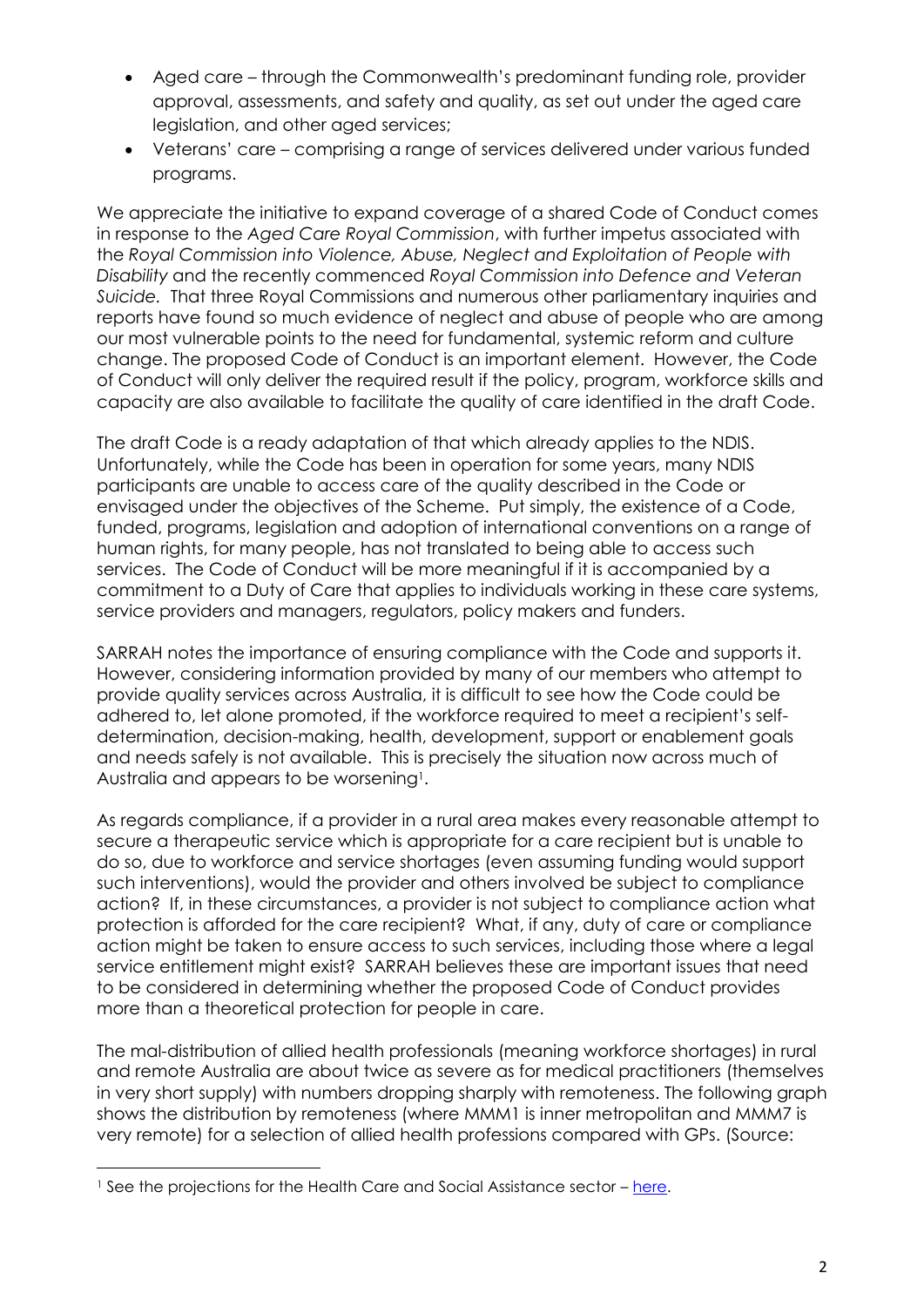- Aged care – through the Commonwealth's predominant funding role, provider approval, assessments, and safety and quality, as set out under the aged care legislation, and other aged services;
- Veterans' care – comprising a range of services delivered under various funded programs.

We appreciate the initiative to expand coverage of a shared Code of Conduct comes in response to the *Aged Care Royal Commission*, with further impetus associated with the *Royal Commission into Violence, Abuse, Neglect and Exploitation of People with Disability* and the recently commenced *Royal Commission into Defence and Veteran Suicide.* That three Royal Commissions and numerous other parliamentary inquiries and reports have found so much evidence of neglect and abuse of people who are among our most vulnerable points to the need for fundamental, systemic reform and culture change. The proposed Code of Conduct is an important element. However, the Code of Conduct will only deliver the required result if the policy, program, workforce skills and capacity are also available to facilitate the quality of care identified in the draft Code.

The draft Code is a ready adaptation of that which already applies to the NDIS. Unfortunately, while the Code has been in operation for some years, many NDIS participants are unable to access care of the quality described in the Code or envisaged under the objectives of the Scheme. Put simply, the existence of a Code, funded, programs, legislation and adoption of international conventions on a range of human rights, for many people, has not translated to being able to access such services. The Code of Conduct will be more meaningful if it is accompanied by a commitment to a Duty of Care that applies to individuals working in these care systems, service providers and managers, regulators, policy makers and funders.

SARRAH notes the importance of ensuring compliance with the Code and supports it. However, considering information provided by many of our members who attempt to provide quality services across Australia, it is difficult to see how the Code could be adhered to, let alone promoted, if the workforce required to meet a recipient's self-determination, decision-making, health, development, support or enablement goals and needs safely is not available. This is precisely the situation now across much of Australia and appears to be worsening[1].

As regards compliance, if a provider in a rural area makes every reasonable attempt to secure a therapeutic service which is appropriate for a care recipient but is unable to do so, due to workforce and service shortages (even assuming funding would support such interventions), would the provider and others involved be subject to compliance action? If, in these circumstances, a provider is not subject to compliance action what protection is afforded for the care recipient? What, if any, duty of care or compliance action might be taken to ensure access to such services, including those where a legal service entitlement might exist? SARRAH believes these are important issues that need to be considered in determining whether the proposed Code of Conduct provides more than a theoretical protection for people in care.

The mal-distribution of allied health professionals (meaning workforce shortages) in rural and remote Australia are about twice as severe as for medical practitioners (themselves in very short supply) with numbers dropping sharply with remoteness. The following graph shows the distribution by remoteness (where MMM1 is inner metropolitan and MMM7 is very remote) for a selection of allied health professions compared with GPs. (Source:

[1] See the projections for the Health Care and Social Assistance sector – here.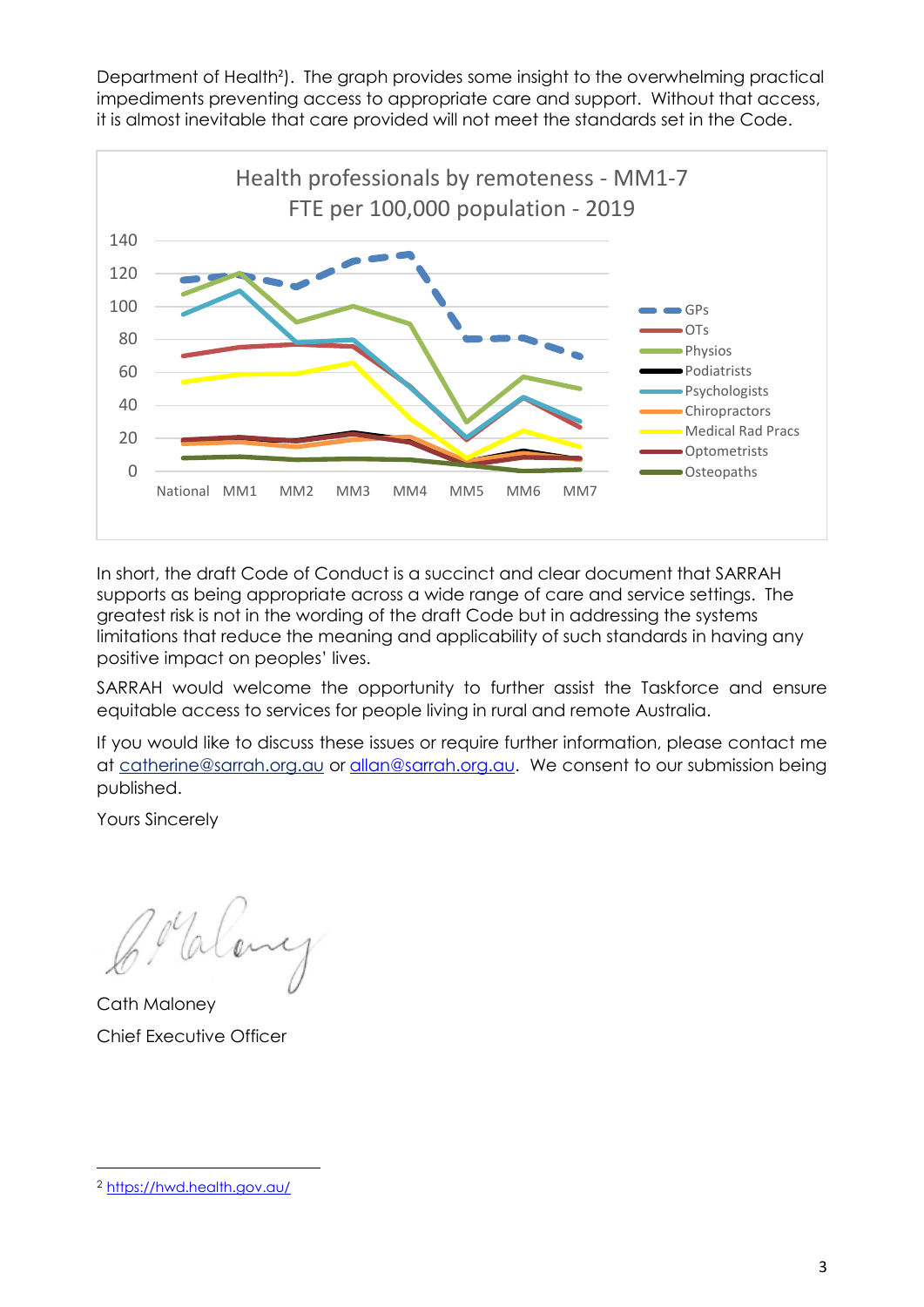Department of Health[2]). The graph provides some insight to the overwhelming practical impediments preventing access to appropriate care and support. Without that access, it is almost inevitable that care provided will not meet the standards set in the Code.

Health professionals by remoteness - MM1-7
FTE per 100,000 population - 2019

140
120
100
80
60
40
20
0

National MM1 MM2 MM3 MM4 MM5 MM6 MM7

GPs
OTs
Physios
Podiatrists
Psychologists
Chiropractors
Medical Rad Pracs
Optometrists
Osteopaths

In short, the draft Code of Conduct is a succinct and clear document that SARRAH supports as being appropriate across a wide range of care and service settings. The greatest risk is not in the wording of the draft Code but in addressing the systems limitations that reduce the meaning and applicability of such standards in having any positive impact on peoples' lives.

SARRAH would welcome the opportunity to further assist the Taskforce and ensure equitable access to services for people living in rural and remote Australia.

If you would like to discuss these issues or require further information, please contact me at catherine@sarrah.org.au or allan@sarrah.org.au. We consent to our submission being published.

Yours Sincerely

Cath Maloney
Chief Executive Officer

[2] https://hwd.health.gov.au/